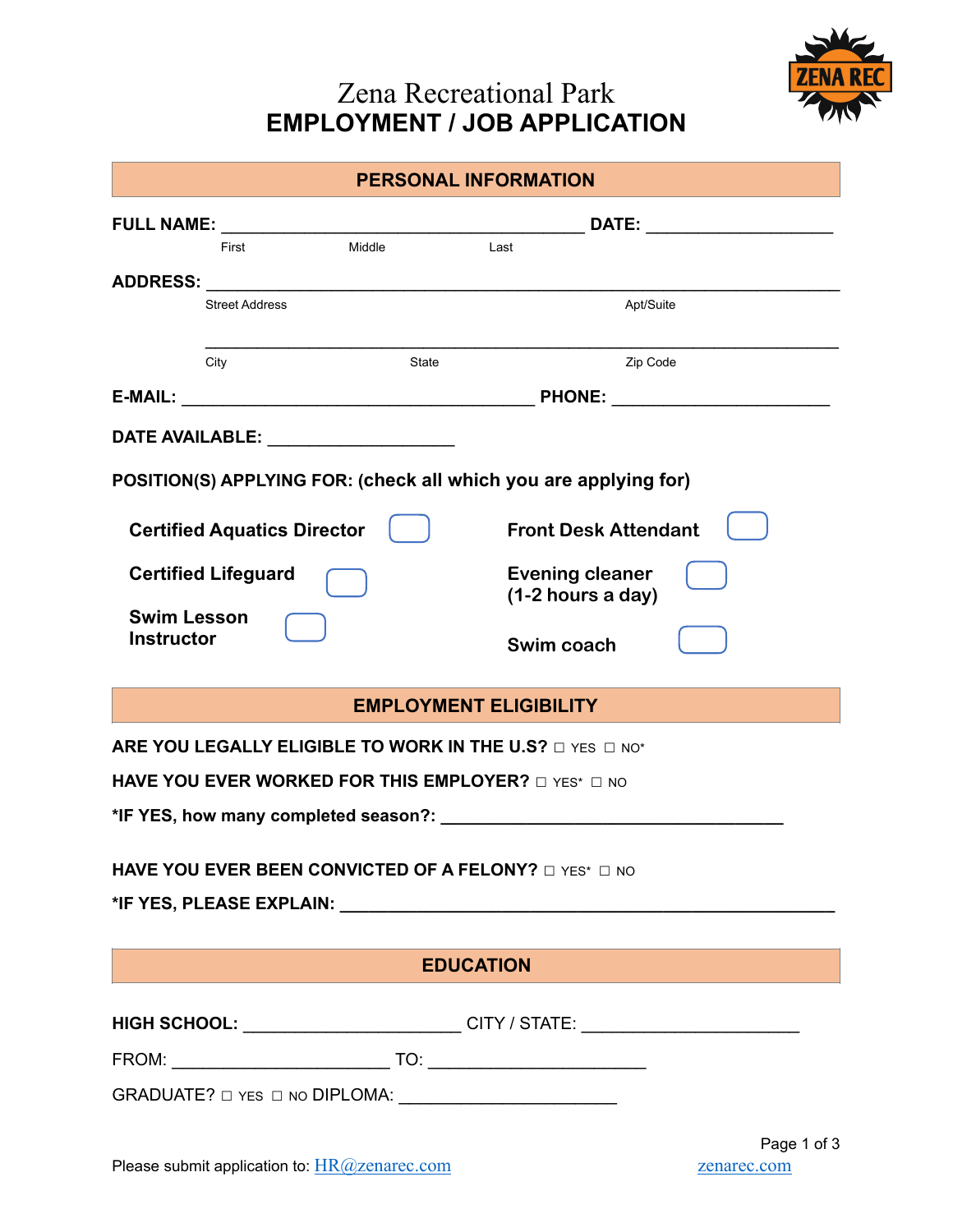# Zena Recreational Park
# EMPLOYMENT / JOB APPLICATION

## PERSONAL INFORMATION

**FULL NAME:** ________________________________________ **DATE:** ____________________
First Middle Last

**ADDRESS:** ______________________________________________________________________
Street Address Apt/Suite

______________________________________________________________________
City State Zip Code

**E-MAIL:** _______________________________________ **PHONE:** ________________________

**DATE AVAILABLE:** ____________________

**POSITION(S) APPLYING FOR: (check all which you are applying for)**

- **Certified Aquatics Director** ☐
- **Certified Lifeguard** ☐
- **Swim Lesson Instructor** ☐
- **Front Desk Attendant** ☐
- **Evening cleaner (1-2 hours a day)** ☐
- **Swim coach** ☐

## EMPLOYMENT ELIGIBILITY

**ARE YOU LEGALLY ELIGIBLE TO WORK IN THE U.S?** ☐ YES ☐ NO*

**HAVE YOU EVER WORKED FOR THIS EMPLOYER?** ☐ YES* ☐ NO

***IF YES, how many completed season?:** ______________________________________

**HAVE YOU EVER BEEN CONVICTED OF A FELONY?** ☐ YES* ☐ NO

***IF YES, PLEASE EXPLAIN:** ______________________________________________________

## EDUCATION

**HIGH SCHOOL:** ________________________ CITY / STATE: ________________________

FROM: ________________________ TO: ________________________

GRADUATE? ☐ YES ☐ NO DIPLOMA: ________________________

Please submit application to: HR@zenarec.com zenarec.com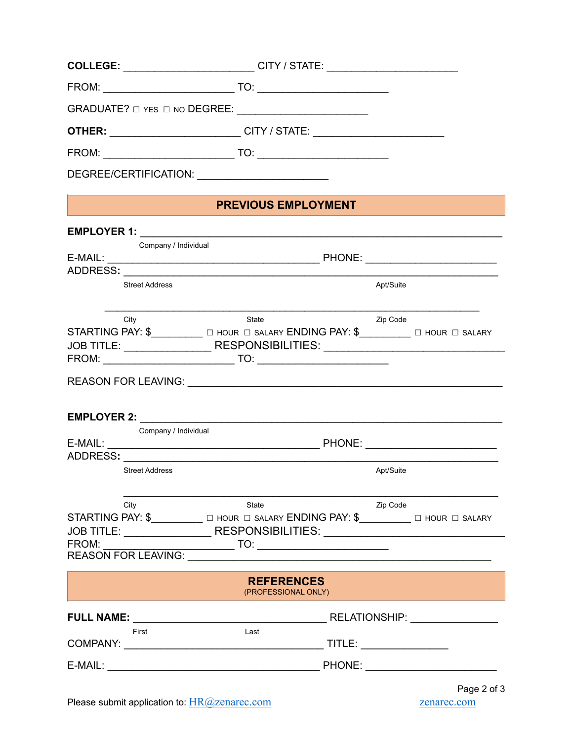**COLLEGE:** ______________________ CITY / STATE: ______________________

FROM: ______________________ TO: ______________________

GRADUATE? ☐ YES ☐ NO DEGREE: ______________________

**OTHER:** ______________________ CITY / STATE: ______________________

FROM: ______________________ TO: ______________________

DEGREE/CERTIFICATION: ______________________

## PREVIOUS EMPLOYMENT

**EMPLOYER 1:** ____________________________________________________________
Company / Individual

E-MAIL: ____________________________________ PHONE: ______________________

ADDRESS: ______________________________________________________________
Street Address Apt/Suite

______________________________________________________________
City State Zip Code

STARTING PAY: $_________ ☐ HOUR ☐ SALARY ENDING PAY: $_________ ☐ HOUR ☐ SALARY

JOB TITLE: _______________ RESPONSIBILITIES: ______________________________

FROM: ______________________ TO: ______________________

REASON FOR LEAVING: ______________________________________________________

**EMPLOYER 2:** ____________________________________________________________
Company / Individual

E-MAIL: ____________________________________ PHONE: ______________________

ADDRESS: ______________________________________________________________
Street Address Apt/Suite

______________________________________________________________
City State Zip Code

STARTING PAY: $_________ ☐ HOUR ☐ SALARY ENDING PAY: $_________ ☐ HOUR ☐ SALARY

JOB TITLE: _______________ RESPONSIBILITIES: ______________________________

FROM: ______________________ TO: ______________________

REASON FOR LEAVING: ______________________________________________________

## REFERENCES
(PROFESSIONAL ONLY)

**FULL NAME:** _________________________________ RELATIONSHIP: _______________
First Last

COMPANY: __________________________________ TITLE: _______________

E-MAIL: ____________________________________ PHONE: ______________________

Please submit application to: HR@zenarec.com zenarec.com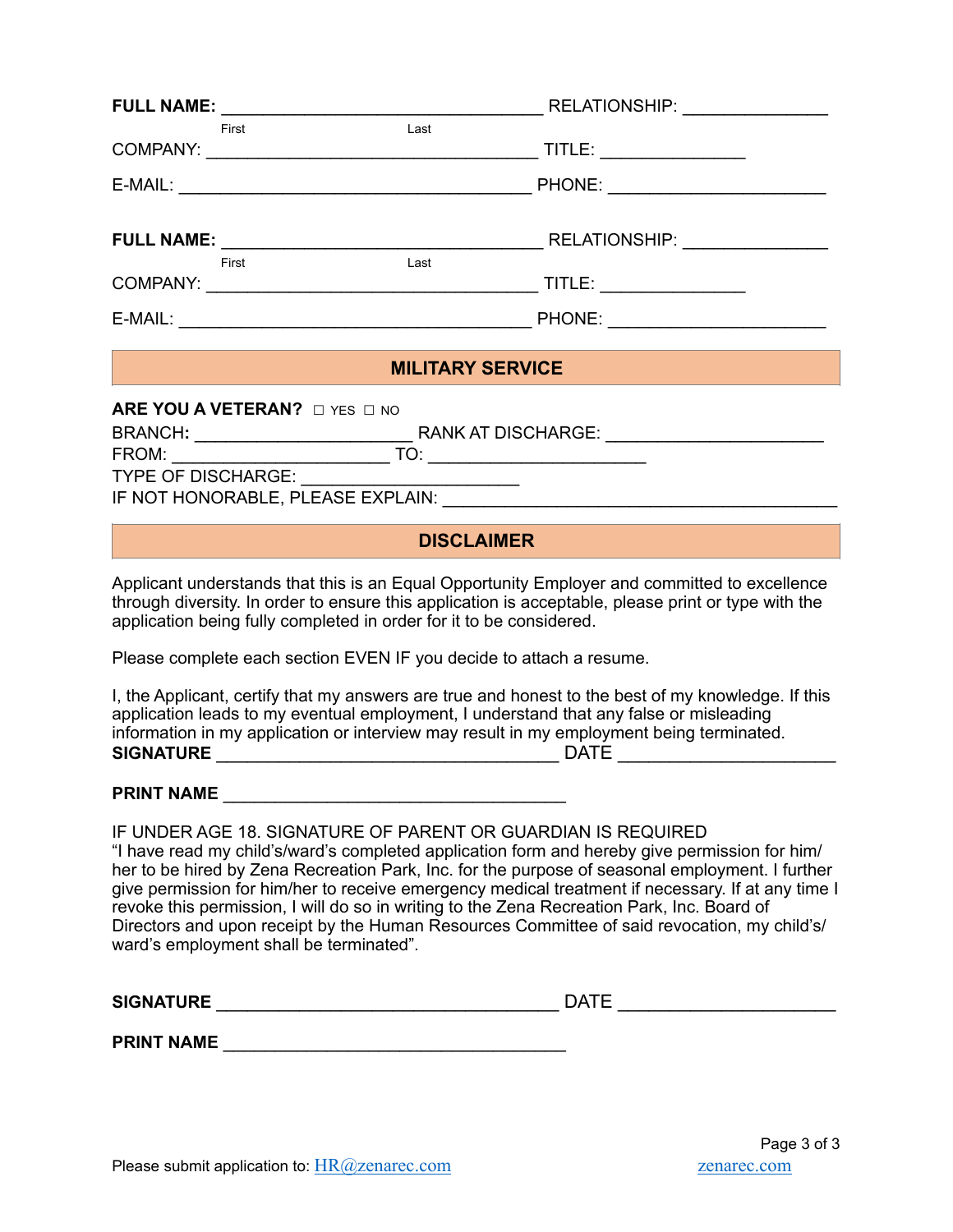**FULL NAME:** ________________________________ RELATIONSHIP: ______________

First Last

COMPANY: _________________________________ TITLE: ______________

E-MAIL: ___________________________________ PHONE: _____________________

**FULL NAME:** ________________________________ RELATIONSHIP: ______________

First Last

COMPANY: _________________________________ TITLE: ______________

E-MAIL: ___________________________________ PHONE: _____________________

## MILITARY SERVICE

**ARE YOU A VETERAN?** ☐ YES ☐ NO

BRANCH**:** _____________________ RANK AT DISCHARGE: _____________________

FROM: _____________________ TO: _____________________

TYPE OF DISCHARGE: _____________________

IF NOT HONORABLE, PLEASE EXPLAIN: ____________________________________

## DISCLAIMER

Applicant understands that this is an Equal Opportunity Employer and committed to excellence through diversity. In order to ensure this application is acceptable, please print or type with the application being fully completed in order for it to be considered.

Please complete each section EVEN IF you decide to attach a resume.

I, the Applicant, certify that my answers are true and honest to the best of my knowledge. If this application leads to my eventual employment, I understand that any false or misleading information in my application or interview may result in my employment being terminated.

**SIGNATURE** __________________________________ DATE _____________________

**PRINT NAME** __________________________________

IF UNDER AGE 18. SIGNATURE OF PARENT OR GUARDIAN IS REQUIRED

"I have read my child's/ward's completed application form and hereby give permission for him/her to be hired by Zena Recreation Park, Inc. for the purpose of seasonal employment. I further give permission for him/her to receive emergency medical treatment if necessary. If at any time I revoke this permission, I will do so in writing to the Zena Recreation Park, Inc. Board of Directors and upon receipt by the Human Resources Committee of said revocation, my child's/ward's employment shall be terminated".

**SIGNATURE** __________________________________ DATE _____________________

**PRINT NAME** __________________________________

Please submit application to: HR@zenarec.com zenarec.com